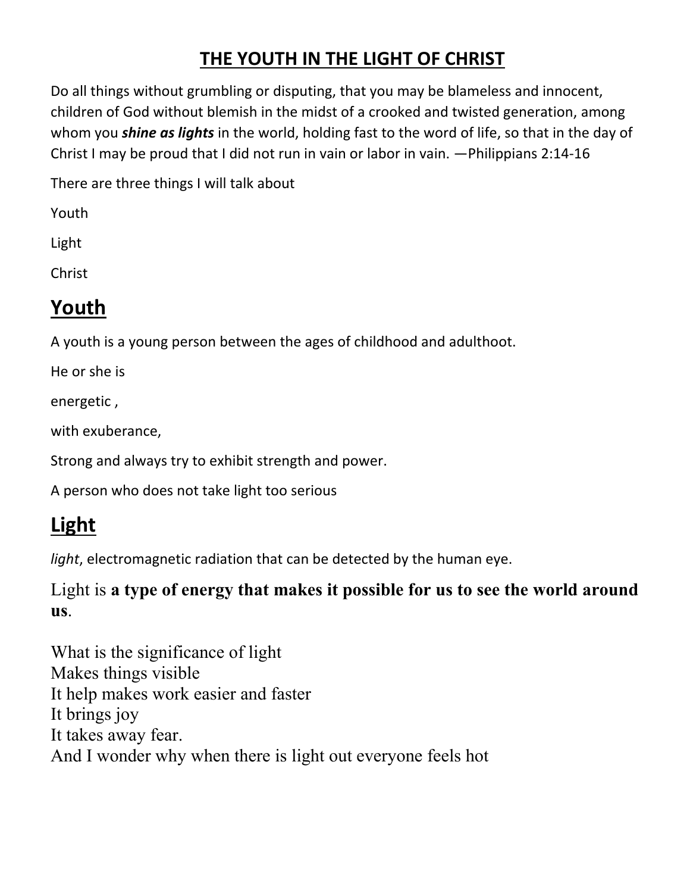# THE YOUTH IN THE LIGHT OF CHRIST

Do all things without grumbling or disputing, that you may be blameless and innocent, children of God without blemish in the midst of a crooked and twisted generation, among whom you ***shine as lights*** in the world, holding fast to the word of life, so that in the day of Christ I may be proud that I did not run in vain or labor in vain. —Philippians 2:14-16

There are three things I will talk about

Youth

Light

Christ

## Youth

A youth is a young person between the ages of childhood and adulthoot.

He or she is

energetic ,

with exuberance,

Strong and always try to exhibit strength and power.

A person who does not take light too serious

## Light

*light*, electromagnetic radiation that can be detected by the human eye.

Light is **a type of energy that makes it possible for us to see the world around us**.

What is the significance of light
Makes things visible
It help makes work easier and faster
It brings joy
It takes away fear.
And I wonder why when there is light out everyone feels hot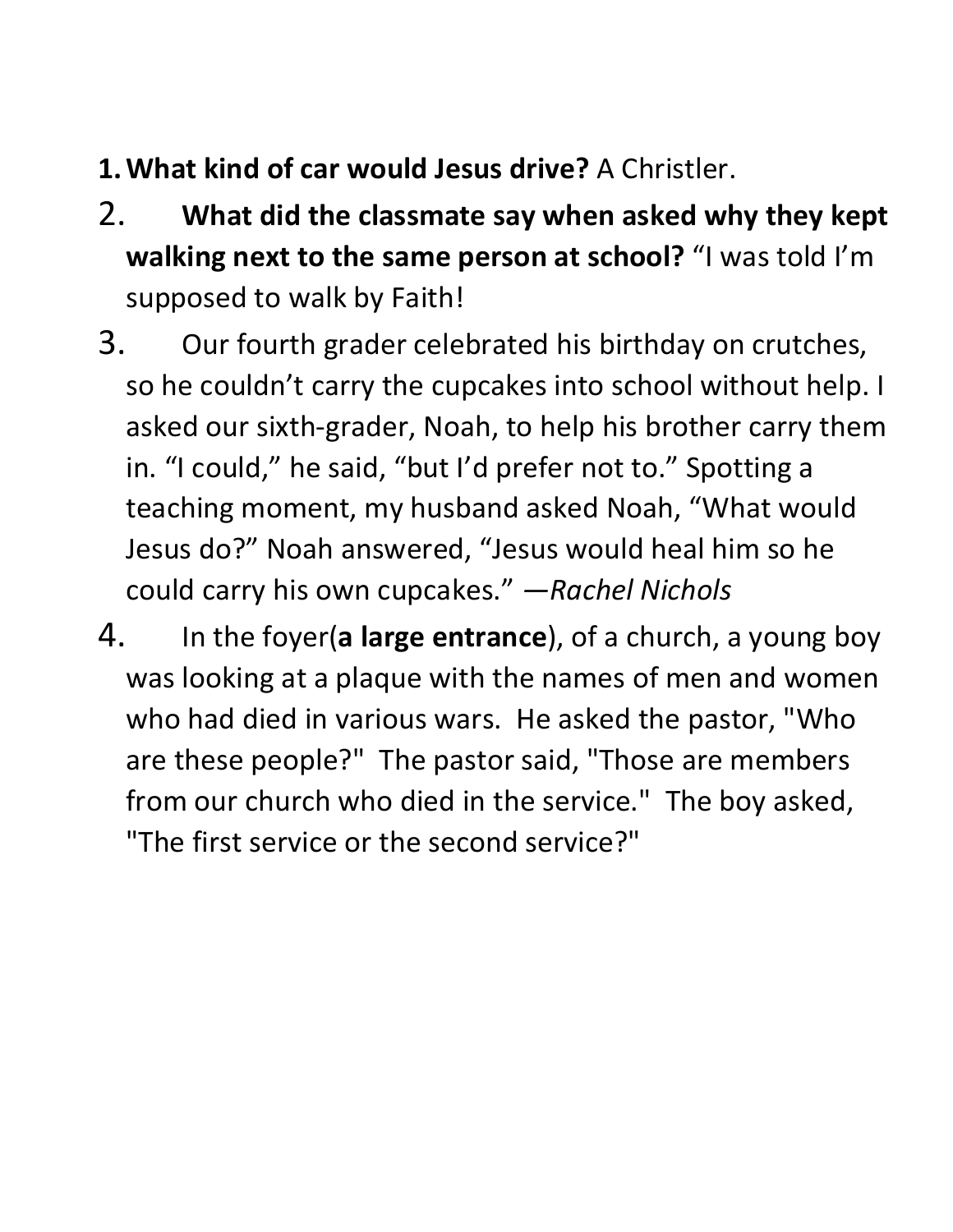1. **What kind of car would Jesus drive?** A Christler.
2. **What did the classmate say when asked why they kept walking next to the same person at school?** "I was told I'm supposed to walk by Faith!
3. Our fourth grader celebrated his birthday on crutches, so he couldn't carry the cupcakes into school without help. I asked our sixth-grader, Noah, to help his brother carry them in. "I could," he said, "but I'd prefer not to." Spotting a teaching moment, my husband asked Noah, "What would Jesus do?" Noah answered, "Jesus would heal him so he could carry his own cupcakes." —*Rachel Nichols*
4. In the foyer(**a large entrance**), of a church, a young boy was looking at a plaque with the names of men and women who had died in various wars. He asked the pastor, "Who are these people?" The pastor said, "Those are members from our church who died in the service." The boy asked, "The first service or the second service?"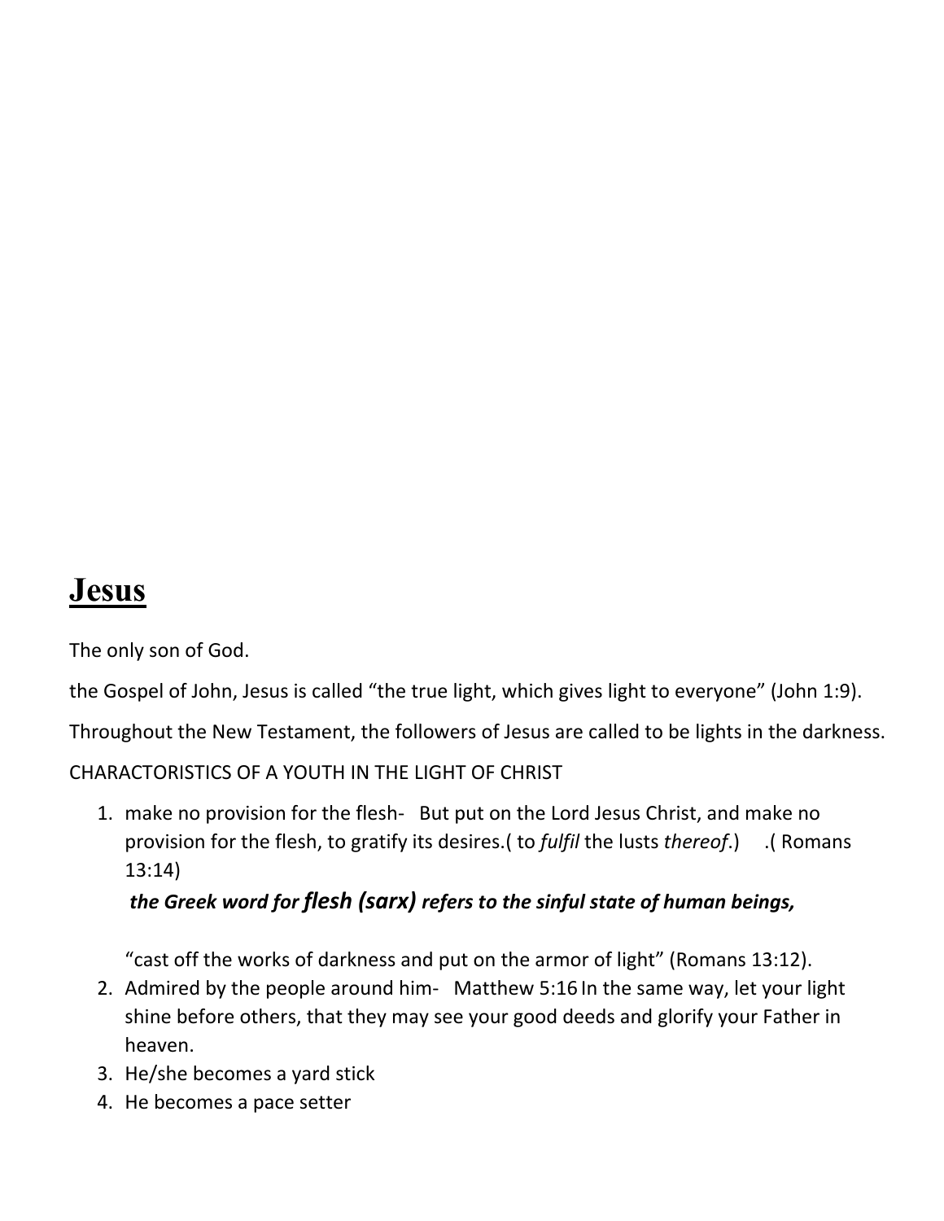# **Jesus**

The only son of God.

the Gospel of John, Jesus is called “the true light, which gives light to everyone” (John 1:9).

Throughout the New Testament, the followers of Jesus are called to be lights in the darkness.

CHARACTORISTICS OF A YOUTH IN THE LIGHT OF CHRIST

1. make no provision for the flesh- But put on the Lord Jesus Christ, and make no provision for the flesh, to gratify its desires.( to *fulfil* the lusts *thereof*.) .( Romans 13:14)

   ***the Greek word for flesh (sarx) refers to the sinful state of human beings,***

   “cast off the works of darkness and put on the armor of light” (Romans 13:12).
2. Admired by the people around him- Matthew 5:16 In the same way, let your light shine before others, that they may see your good deeds and glorify your Father in heaven.
3. He/she becomes a yard stick
4. He becomes a pace setter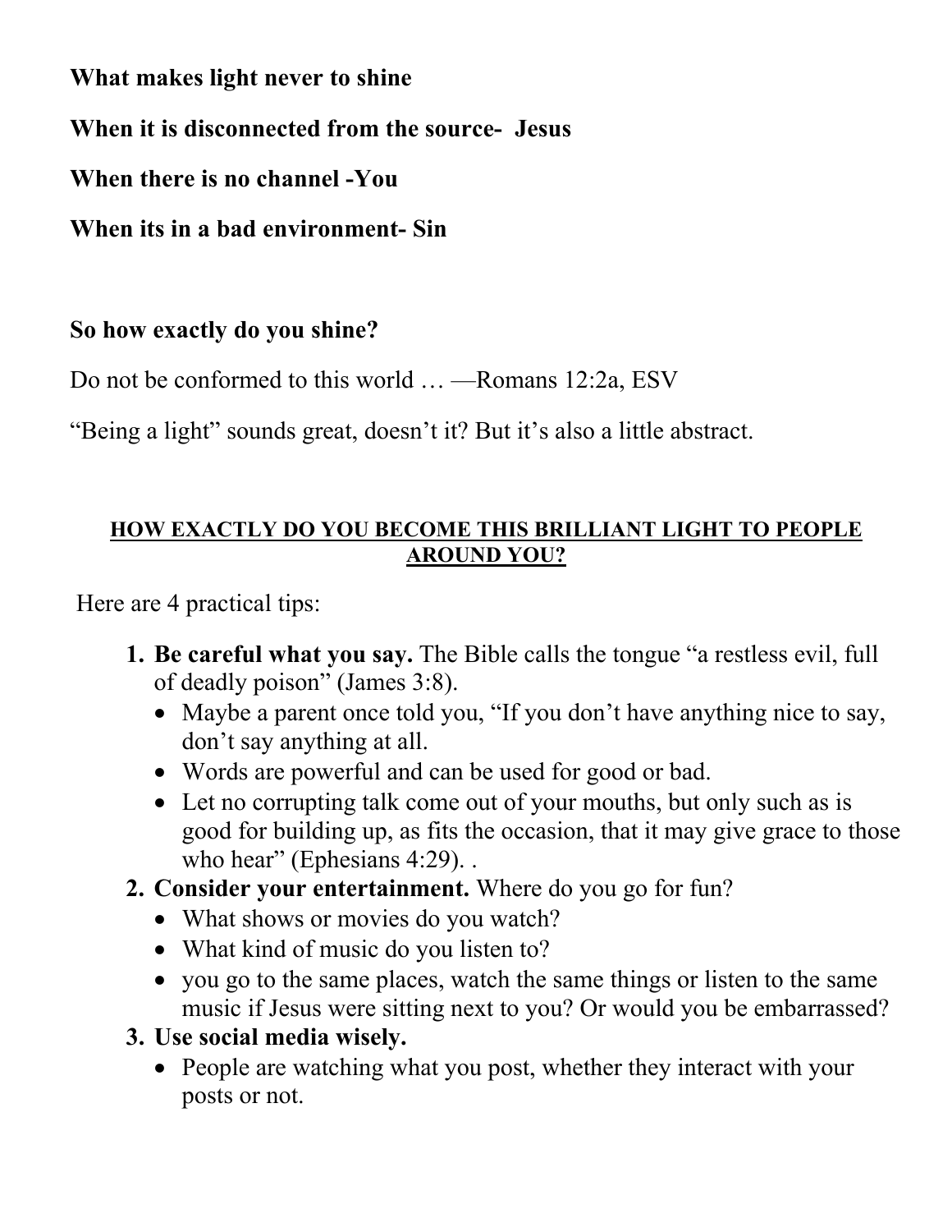**What makes light never to shine**

**When it is disconnected from the source- Jesus**

**When there is no channel -You**

**When its in a bad environment- Sin**

**So how exactly do you shine?**

Do not be conformed to this world … —Romans 12:2a, ESV

"Being a light" sounds great, doesn't it? But it's also a little abstract.

**<u>HOW EXACTLY DO YOU BECOME THIS BRILLIANT LIGHT TO PEOPLE AROUND YOU?</u>**

Here are 4 practical tips:

1. **Be careful what you say.** The Bible calls the tongue "a restless evil, full of deadly poison" (James 3:8).
   - Maybe a parent once told you, "If you don't have anything nice to say, don't say anything at all.
   - Words are powerful and can be used for good or bad.
   - Let no corrupting talk come out of your mouths, but only such as is good for building up, as fits the occasion, that it may give grace to those who hear" (Ephesians 4:29). .
2. **Consider your entertainment.** Where do you go for fun?
   - What shows or movies do you watch?
   - What kind of music do you listen to?
   - you go to the same places, watch the same things or listen to the same music if Jesus were sitting next to you? Or would you be embarrassed?
3. **Use social media wisely.**
   - People are watching what you post, whether they interact with your posts or not.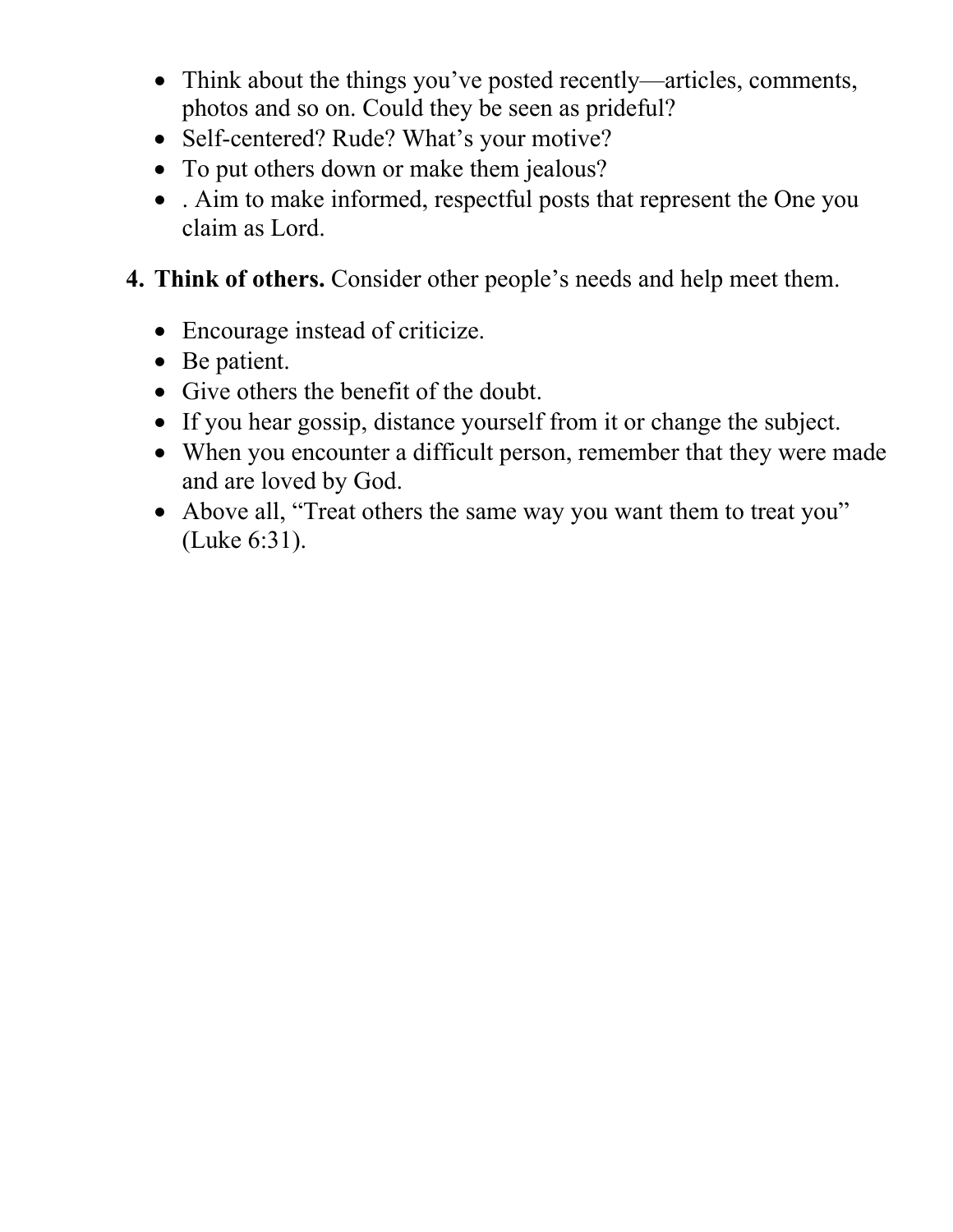- Think about the things you've posted recently—articles, comments, photos and so on. Could they be seen as prideful?
- Self-centered? Rude? What's your motive?
- To put others down or make them jealous?
- . Aim to make informed, respectful posts that represent the One you claim as Lord.

4. **Think of others.** Consider other people's needs and help meet them.

   - Encourage instead of criticize.
   - Be patient.
   - Give others the benefit of the doubt.
   - If you hear gossip, distance yourself from it or change the subject.
   - When you encounter a difficult person, remember that they were made and are loved by God.
   - Above all, "Treat others the same way you want them to treat you" (Luke 6:31).